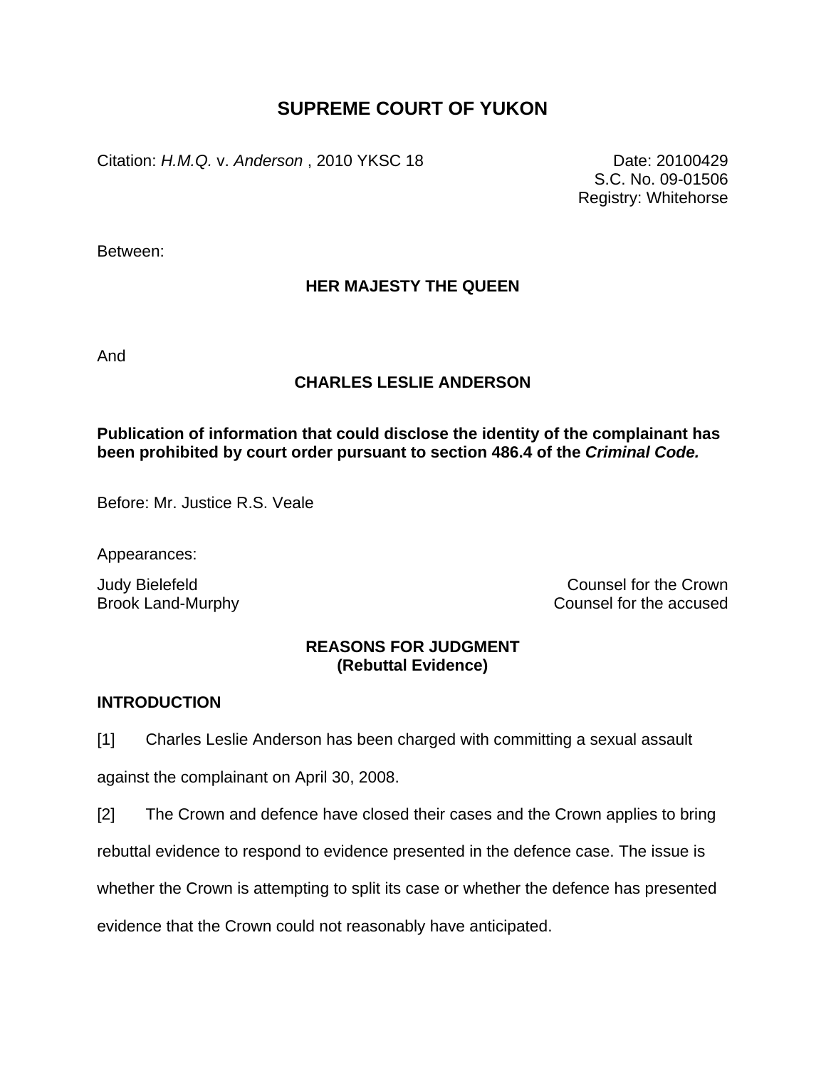# SUPREME COURT OF YUKON

Citation: *H.M.Q.* v. *Anderson* , 2010 YKSC 18

Date: 20100429
S.C. No. 09-01506
Registry: Whitehorse

Between:

**HER MAJESTY THE QUEEN**

And

**CHARLES LESLIE ANDERSON**

**Publication of information that could disclose the identity of the complainant has been prohibited by court order pursuant to section 486.4 of the *Criminal Code.***

Before: Mr. Justice R.S. Veale

Appearances:

Judy Bielefeld — Counsel for the Crown
Brook Land-Murphy — Counsel for the accused

**REASONS FOR JUDGMENT**
**(Rebuttal Evidence)**

## INTRODUCTION

[1] Charles Leslie Anderson has been charged with committing a sexual assault against the complainant on April 30, 2008.

[2] The Crown and defence have closed their cases and the Crown applies to bring rebuttal evidence to respond to evidence presented in the defence case. The issue is whether the Crown is attempting to split its case or whether the defence has presented evidence that the Crown could not reasonably have anticipated.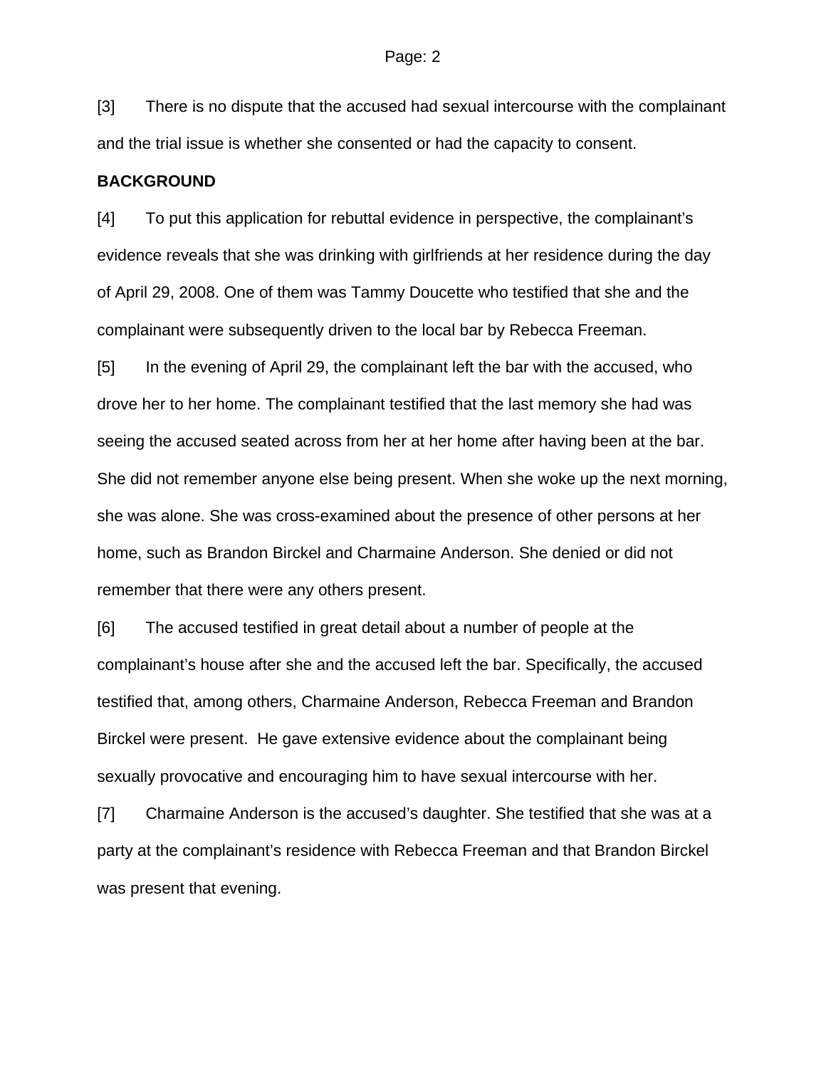[3] There is no dispute that the accused had sexual intercourse with the complainant and the trial issue is whether she consented or had the capacity to consent.

**BACKGROUND**

[4] To put this application for rebuttal evidence in perspective, the complainant's evidence reveals that she was drinking with girlfriends at her residence during the day of April 29, 2008. One of them was Tammy Doucette who testified that she and the complainant were subsequently driven to the local bar by Rebecca Freeman.

[5] In the evening of April 29, the complainant left the bar with the accused, who drove her to her home. The complainant testified that the last memory she had was seeing the accused seated across from her at her home after having been at the bar. She did not remember anyone else being present. When she woke up the next morning, she was alone. She was cross-examined about the presence of other persons at her home, such as Brandon Birckel and Charmaine Anderson. She denied or did not remember that there were any others present.

[6] The accused testified in great detail about a number of people at the complainant's house after she and the accused left the bar. Specifically, the accused testified that, among others, Charmaine Anderson, Rebecca Freeman and Brandon Birckel were present. He gave extensive evidence about the complainant being sexually provocative and encouraging him to have sexual intercourse with her.

[7] Charmaine Anderson is the accused's daughter. She testified that she was at a party at the complainant's residence with Rebecca Freeman and that Brandon Birckel was present that evening.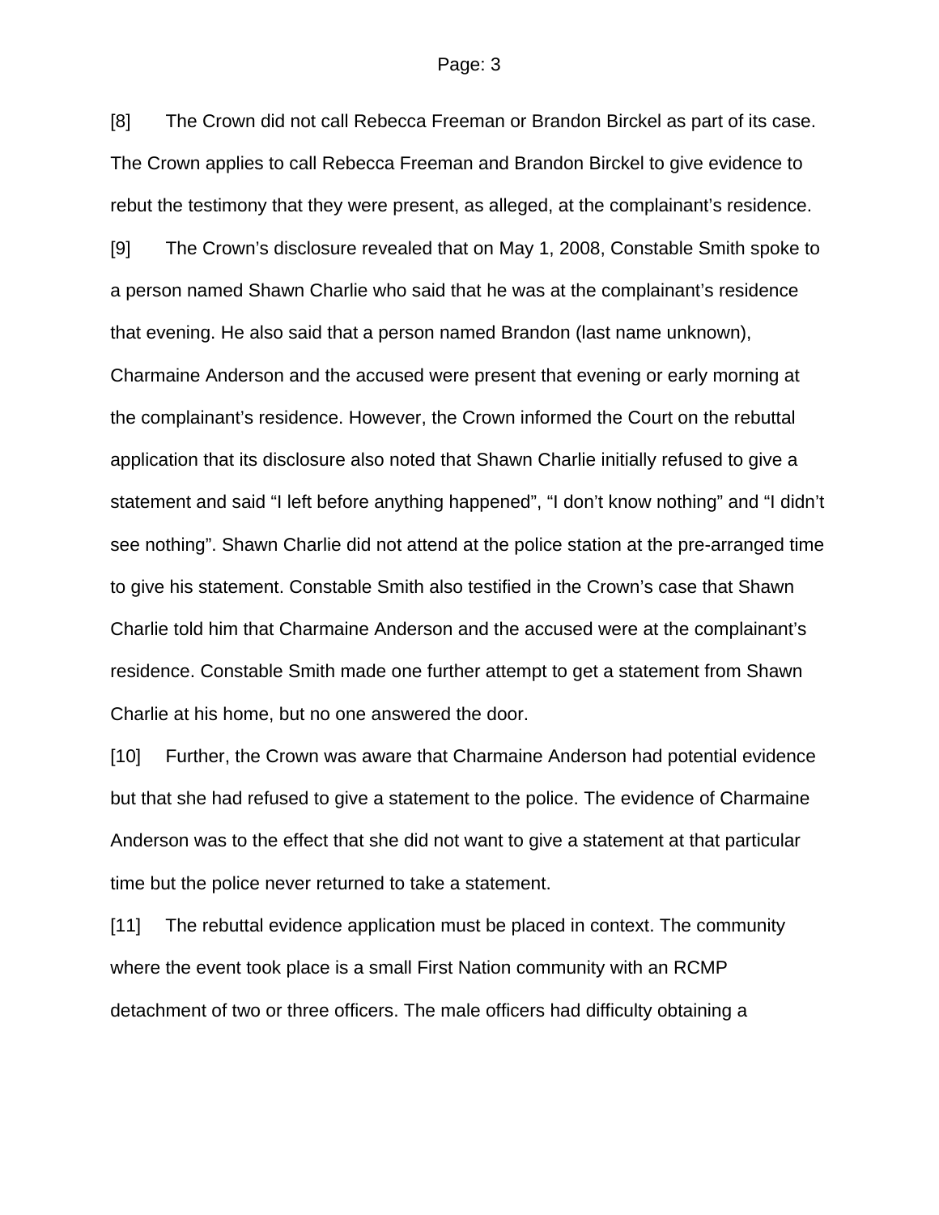[8] The Crown did not call Rebecca Freeman or Brandon Birckel as part of its case. The Crown applies to call Rebecca Freeman and Brandon Birckel to give evidence to rebut the testimony that they were present, as alleged, at the complainant's residence.

[9] The Crown's disclosure revealed that on May 1, 2008, Constable Smith spoke to a person named Shawn Charlie who said that he was at the complainant's residence that evening. He also said that a person named Brandon (last name unknown), Charmaine Anderson and the accused were present that evening or early morning at the complainant's residence. However, the Crown informed the Court on the rebuttal application that its disclosure also noted that Shawn Charlie initially refused to give a statement and said "I left before anything happened", "I don't know nothing" and "I didn't see nothing". Shawn Charlie did not attend at the police station at the pre-arranged time to give his statement. Constable Smith also testified in the Crown's case that Shawn Charlie told him that Charmaine Anderson and the accused were at the complainant's residence. Constable Smith made one further attempt to get a statement from Shawn Charlie at his home, but no one answered the door.

[10] Further, the Crown was aware that Charmaine Anderson had potential evidence but that she had refused to give a statement to the police. The evidence of Charmaine Anderson was to the effect that she did not want to give a statement at that particular time but the police never returned to take a statement.

[11] The rebuttal evidence application must be placed in context. The community where the event took place is a small First Nation community with an RCMP detachment of two or three officers. The male officers had difficulty obtaining a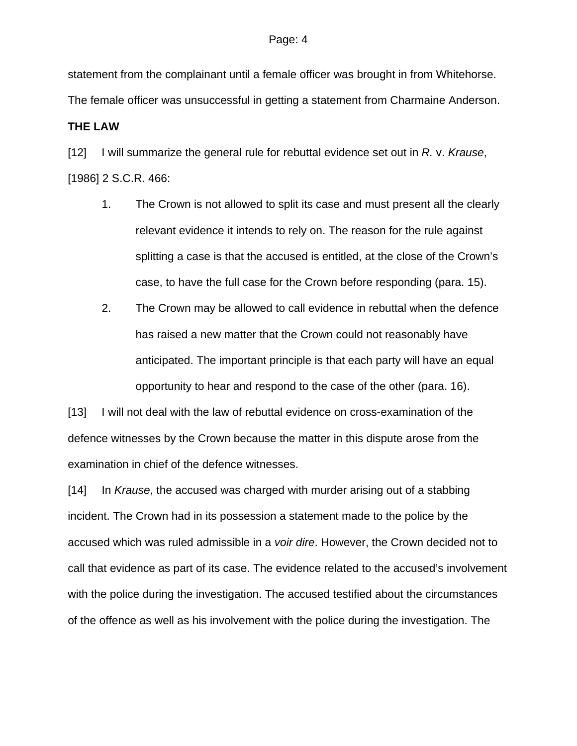statement from the complainant until a female officer was brought in from Whitehorse. The female officer was unsuccessful in getting a statement from Charmaine Anderson.

**THE LAW**

[12] I will summarize the general rule for rebuttal evidence set out in *R.* v. *Krause*, [1986] 2 S.C.R. 466:

1. The Crown is not allowed to split its case and must present all the clearly relevant evidence it intends to rely on. The reason for the rule against splitting a case is that the accused is entitled, at the close of the Crown's case, to have the full case for the Crown before responding (para. 15).
2. The Crown may be allowed to call evidence in rebuttal when the defence has raised a new matter that the Crown could not reasonably have anticipated. The important principle is that each party will have an equal opportunity to hear and respond to the case of the other (para. 16).

[13] I will not deal with the law of rebuttal evidence on cross-examination of the defence witnesses by the Crown because the matter in this dispute arose from the examination in chief of the defence witnesses.

[14] In *Krause*, the accused was charged with murder arising out of a stabbing incident. The Crown had in its possession a statement made to the police by the accused which was ruled admissible in a *voir dire*. However, the Crown decided not to call that evidence as part of its case. The evidence related to the accused's involvement with the police during the investigation. The accused testified about the circumstances of the offence as well as his involvement with the police during the investigation. The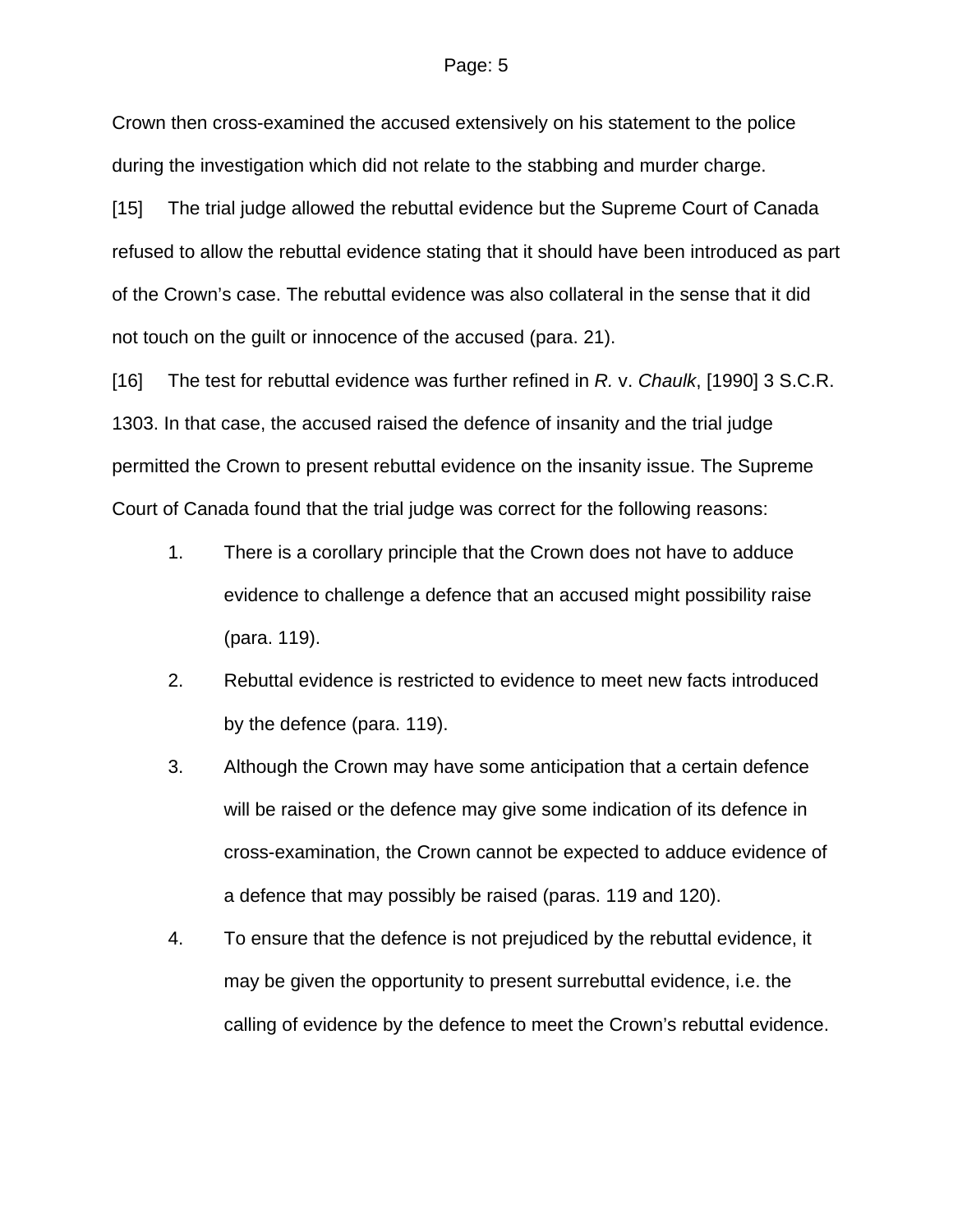Crown then cross-examined the accused extensively on his statement to the police during the investigation which did not relate to the stabbing and murder charge.

[15] The trial judge allowed the rebuttal evidence but the Supreme Court of Canada refused to allow the rebuttal evidence stating that it should have been introduced as part of the Crown's case. The rebuttal evidence was also collateral in the sense that it did not touch on the guilt or innocence of the accused (para. 21).

[16] The test for rebuttal evidence was further refined in *R.* v. *Chaulk*, [1990] 3 S.C.R. 1303. In that case, the accused raised the defence of insanity and the trial judge permitted the Crown to present rebuttal evidence on the insanity issue. The Supreme Court of Canada found that the trial judge was correct for the following reasons:

1. There is a corollary principle that the Crown does not have to adduce evidence to challenge a defence that an accused might possibility raise (para. 119).
2. Rebuttal evidence is restricted to evidence to meet new facts introduced by the defence (para. 119).
3. Although the Crown may have some anticipation that a certain defence will be raised or the defence may give some indication of its defence in cross-examination, the Crown cannot be expected to adduce evidence of a defence that may possibly be raised (paras. 119 and 120).
4. To ensure that the defence is not prejudiced by the rebuttal evidence, it may be given the opportunity to present surrebuttal evidence, i.e. the calling of evidence by the defence to meet the Crown's rebuttal evidence.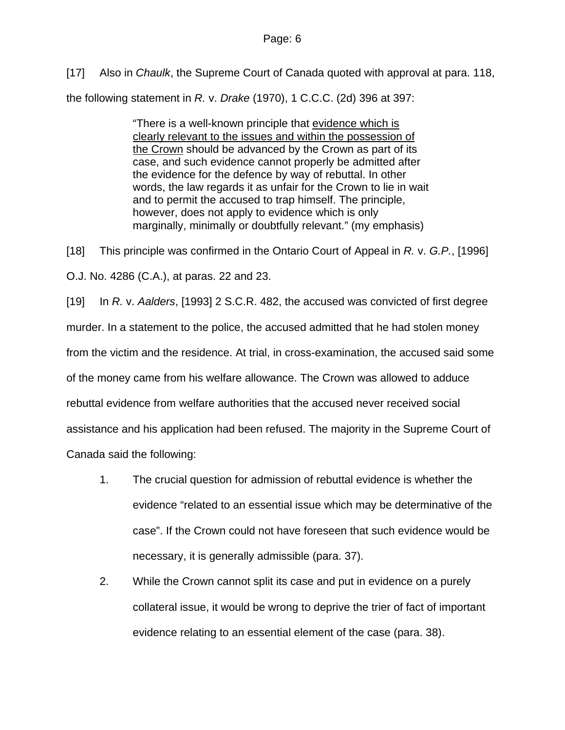[17] Also in *Chaulk*, the Supreme Court of Canada quoted with approval at para. 118, the following statement in *R.* v. *Drake* (1970), 1 C.C.C. (2d) 396 at 397:

> "There is a well-known principle that <u>evidence which is clearly relevant to the issues and within the possession of the Crown</u> should be advanced by the Crown as part of its case, and such evidence cannot properly be admitted after the evidence for the defence by way of rebuttal. In other words, the law regards it as unfair for the Crown to lie in wait and to permit the accused to trap himself. The principle, however, does not apply to evidence which is only marginally, minimally or doubtfully relevant." (my emphasis)

[18] This principle was confirmed in the Ontario Court of Appeal in *R.* v. *G.P.*, [1996] O.J. No. 4286 (C.A.), at paras. 22 and 23.

[19] In *R.* v. *Aalders*, [1993] 2 S.C.R. 482, the accused was convicted of first degree murder. In a statement to the police, the accused admitted that he had stolen money from the victim and the residence. At trial, in cross-examination, the accused said some of the money came from his welfare allowance. The Crown was allowed to adduce rebuttal evidence from welfare authorities that the accused never received social assistance and his application had been refused. The majority in the Supreme Court of Canada said the following:

1. The crucial question for admission of rebuttal evidence is whether the evidence "related to an essential issue which may be determinative of the case". If the Crown could not have foreseen that such evidence would be necessary, it is generally admissible (para. 37).
2. While the Crown cannot split its case and put in evidence on a purely collateral issue, it would be wrong to deprive the trier of fact of important evidence relating to an essential element of the case (para. 38).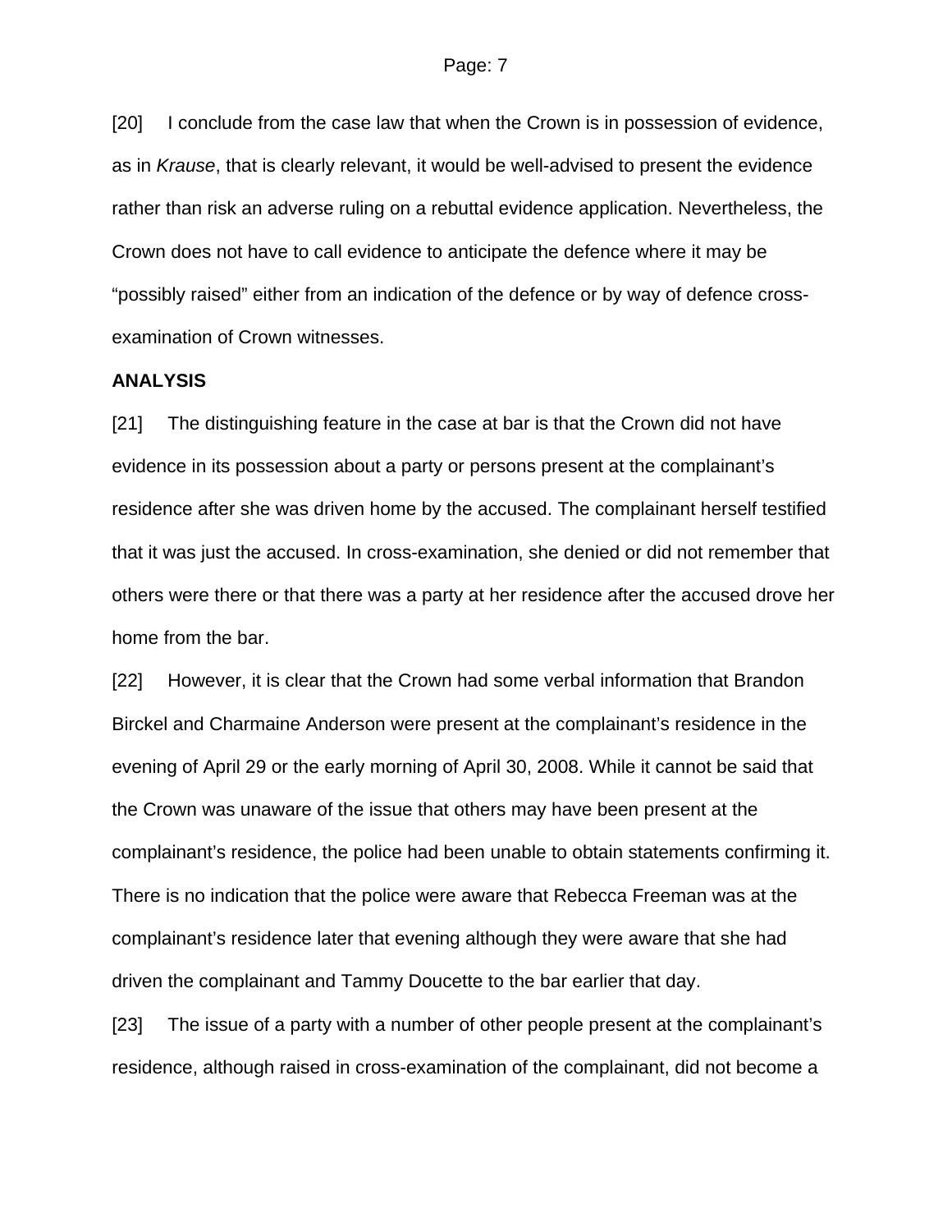[20] I conclude from the case law that when the Crown is in possession of evidence, as in *Krause*, that is clearly relevant, it would be well-advised to present the evidence rather than risk an adverse ruling on a rebuttal evidence application. Nevertheless, the Crown does not have to call evidence to anticipate the defence where it may be "possibly raised" either from an indication of the defence or by way of defence cross-examination of Crown witnesses.

**ANALYSIS**

[21] The distinguishing feature in the case at bar is that the Crown did not have evidence in its possession about a party or persons present at the complainant's residence after she was driven home by the accused. The complainant herself testified that it was just the accused. In cross-examination, she denied or did not remember that others were there or that there was a party at her residence after the accused drove her home from the bar.

[22] However, it is clear that the Crown had some verbal information that Brandon Birckel and Charmaine Anderson were present at the complainant's residence in the evening of April 29 or the early morning of April 30, 2008. While it cannot be said that the Crown was unaware of the issue that others may have been present at the complainant's residence, the police had been unable to obtain statements confirming it. There is no indication that the police were aware that Rebecca Freeman was at the complainant's residence later that evening although they were aware that she had driven the complainant and Tammy Doucette to the bar earlier that day.

[23] The issue of a party with a number of other people present at the complainant's residence, although raised in cross-examination of the complainant, did not become a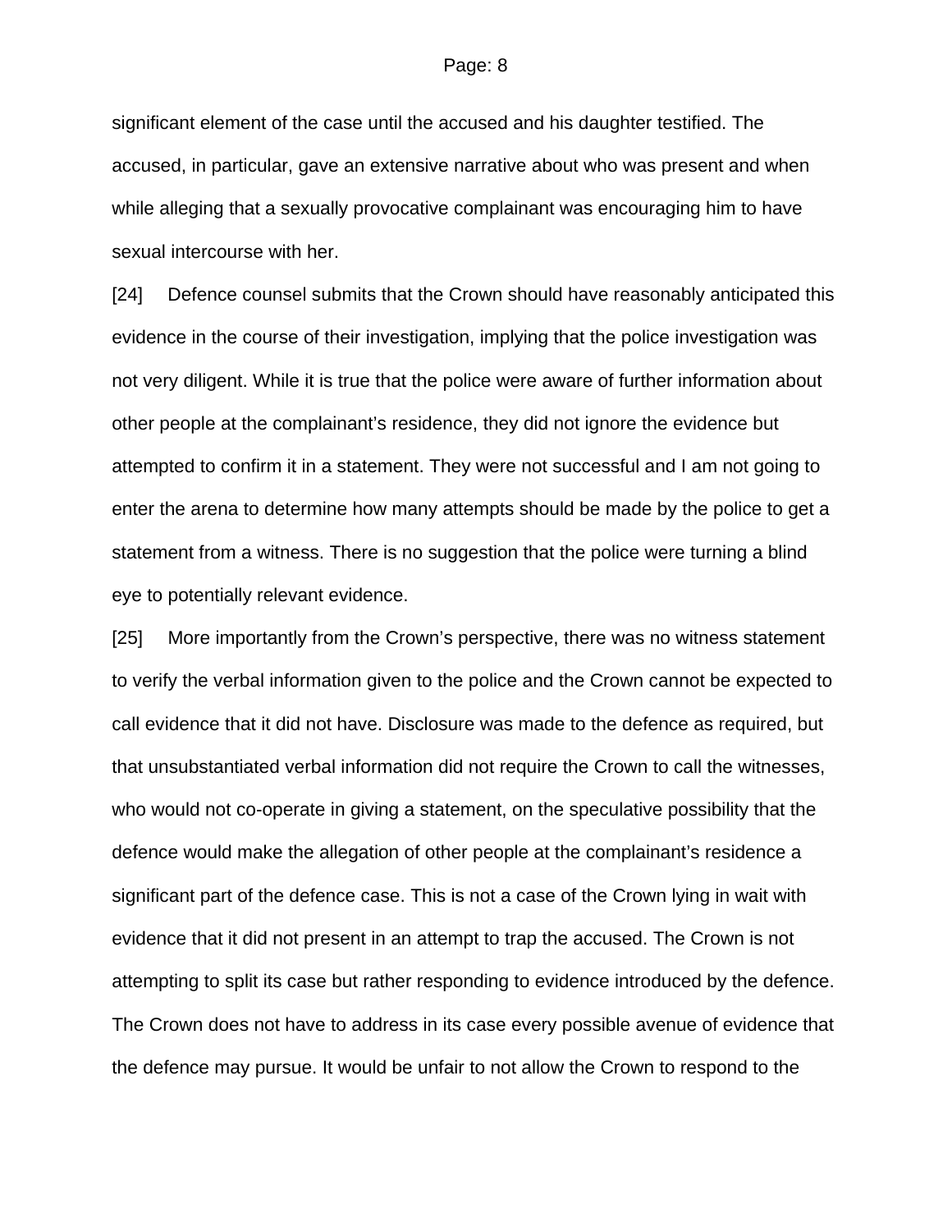significant element of the case until the accused and his daughter testified. The accused, in particular, gave an extensive narrative about who was present and when while alleging that a sexually provocative complainant was encouraging him to have sexual intercourse with her.

[24] Defence counsel submits that the Crown should have reasonably anticipated this evidence in the course of their investigation, implying that the police investigation was not very diligent. While it is true that the police were aware of further information about other people at the complainant's residence, they did not ignore the evidence but attempted to confirm it in a statement. They were not successful and I am not going to enter the arena to determine how many attempts should be made by the police to get a statement from a witness. There is no suggestion that the police were turning a blind eye to potentially relevant evidence.

[25] More importantly from the Crown's perspective, there was no witness statement to verify the verbal information given to the police and the Crown cannot be expected to call evidence that it did not have. Disclosure was made to the defence as required, but that unsubstantiated verbal information did not require the Crown to call the witnesses, who would not co-operate in giving a statement, on the speculative possibility that the defence would make the allegation of other people at the complainant's residence a significant part of the defence case. This is not a case of the Crown lying in wait with evidence that it did not present in an attempt to trap the accused. The Crown is not attempting to split its case but rather responding to evidence introduced by the defence. The Crown does not have to address in its case every possible avenue of evidence that the defence may pursue. It would be unfair to not allow the Crown to respond to the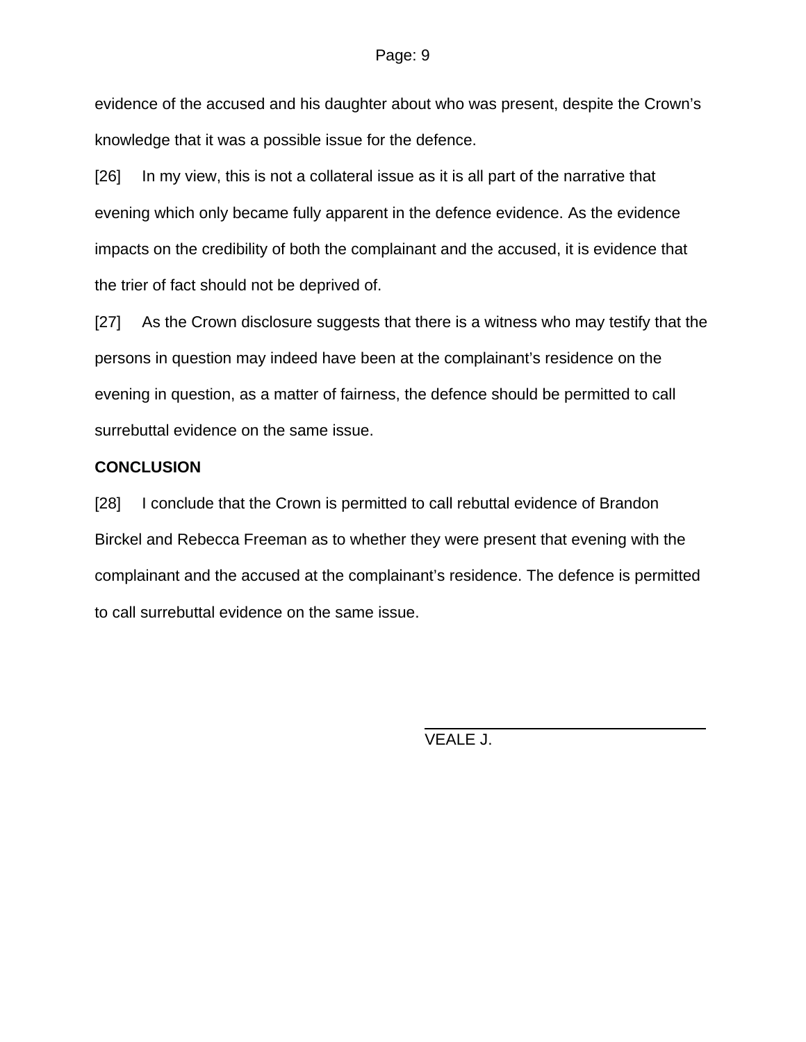evidence of the accused and his daughter about who was present, despite the Crown's knowledge that it was a possible issue for the defence.

[26] In my view, this is not a collateral issue as it is all part of the narrative that evening which only became fully apparent in the defence evidence. As the evidence impacts on the credibility of both the complainant and the accused, it is evidence that the trier of fact should not be deprived of.

[27] As the Crown disclosure suggests that there is a witness who may testify that the persons in question may indeed have been at the complainant's residence on the evening in question, as a matter of fairness, the defence should be permitted to call surrebuttal evidence on the same issue.

**CONCLUSION**

[28] I conclude that the Crown is permitted to call rebuttal evidence of Brandon Birckel and Rebecca Freeman as to whether they were present that evening with the complainant and the accused at the complainant's residence. The defence is permitted to call surrebuttal evidence on the same issue.

VEALE J.